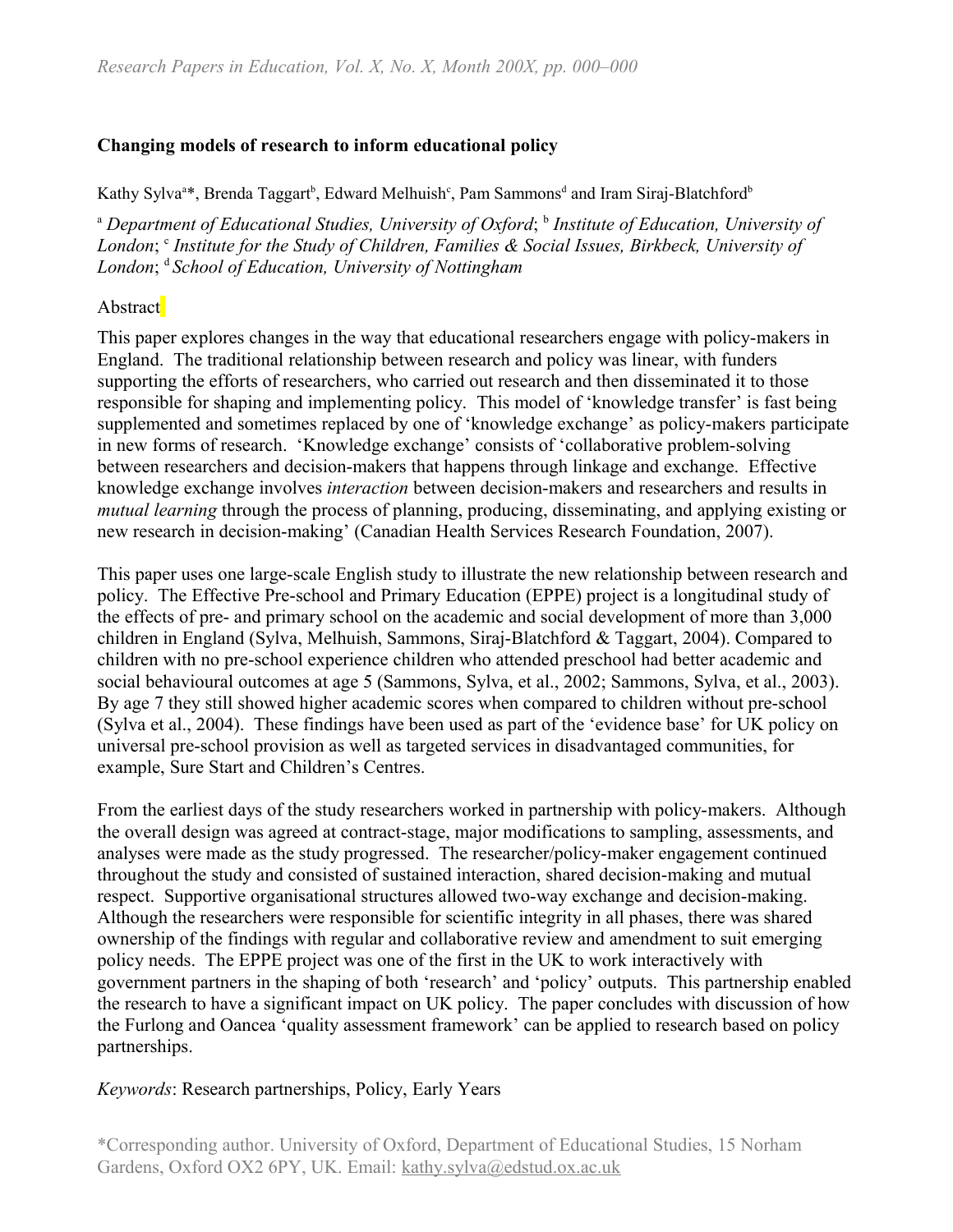## Changing models of research to inform educational policy

Kathy Sylva[a]*, Brenda Taggart[b], Edward Melhuish[c], Pam Sammons[d] and Iram Siraj-Blatchford[b]

[a] *Department of Educational Studies, University of Oxford*; [b] *Institute of Education, University of London*; [c] *Institute for the Study of Children, Families & Social Issues, Birkbeck, University of London*; [d] *School of Education, University of Nottingham*

### Abstract

This paper explores changes in the way that educational researchers engage with policy-makers in England. The traditional relationship between research and policy was linear, with funders supporting the efforts of researchers, who carried out research and then disseminated it to those responsible for shaping and implementing policy. This model of 'knowledge transfer' is fast being supplemented and sometimes replaced by one of 'knowledge exchange' as policy-makers participate in new forms of research. 'Knowledge exchange' consists of 'collaborative problem-solving between researchers and decision-makers that happens through linkage and exchange. Effective knowledge exchange involves *interaction* between decision-makers and researchers and results in *mutual learning* through the process of planning, producing, disseminating, and applying existing or new research in decision-making' (Canadian Health Services Research Foundation, 2007).

This paper uses one large-scale English study to illustrate the new relationship between research and policy. The Effective Pre-school and Primary Education (EPPE) project is a longitudinal study of the effects of pre- and primary school on the academic and social development of more than 3,000 children in England (Sylva, Melhuish, Sammons, Siraj-Blatchford & Taggart, 2004). Compared to children with no pre-school experience children who attended preschool had better academic and social behavioural outcomes at age 5 (Sammons, Sylva, et al., 2002; Sammons, Sylva, et al., 2003). By age 7 they still showed higher academic scores when compared to children without pre-school (Sylva et al., 2004). These findings have been used as part of the 'evidence base' for UK policy on universal pre-school provision as well as targeted services in disadvantaged communities, for example, Sure Start and Children's Centres.

From the earliest days of the study researchers worked in partnership with policy-makers. Although the overall design was agreed at contract-stage, major modifications to sampling, assessments, and analyses were made as the study progressed. The researcher/policy-maker engagement continued throughout the study and consisted of sustained interaction, shared decision-making and mutual respect. Supportive organisational structures allowed two-way exchange and decision-making. Although the researchers were responsible for scientific integrity in all phases, there was shared ownership of the findings with regular and collaborative review and amendment to suit emerging policy needs. The EPPE project was one of the first in the UK to work interactively with government partners in the shaping of both 'research' and 'policy' outputs. This partnership enabled the research to have a significant impact on UK policy. The paper concludes with discussion of how the Furlong and Oancea 'quality assessment framework' can be applied to research based on policy partnerships.

*Keywords*: Research partnerships, Policy, Early Years

*Corresponding author. University of Oxford, Department of Educational Studies, 15 Norham Gardens, Oxford OX2 6PY, UK. Email: kathy.sylva@edstud.ox.ac.uk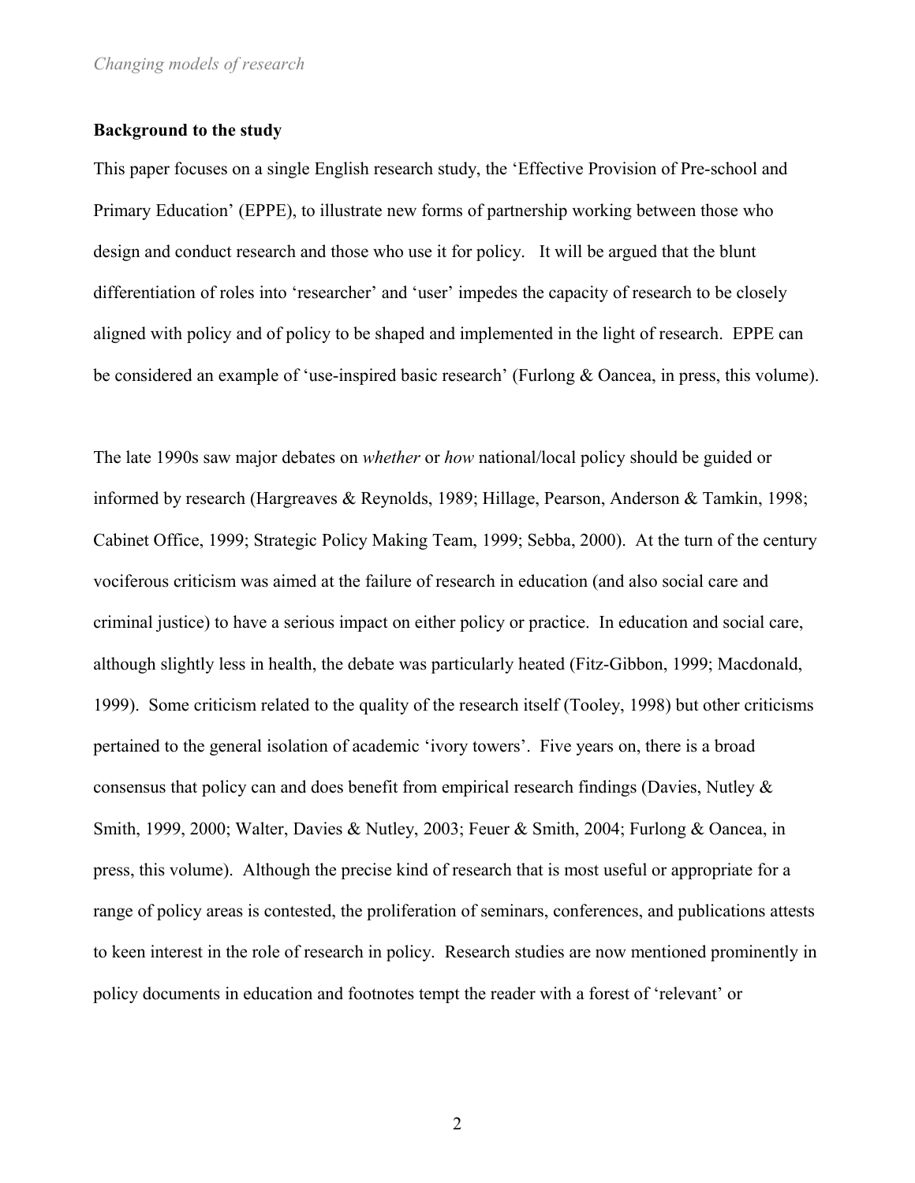**Background to the study**

This paper focuses on a single English research study, the 'Effective Provision of Pre-school and Primary Education' (EPPE), to illustrate new forms of partnership working between those who design and conduct research and those who use it for policy. It will be argued that the blunt differentiation of roles into 'researcher' and 'user' impedes the capacity of research to be closely aligned with policy and of policy to be shaped and implemented in the light of research. EPPE can be considered an example of 'use-inspired basic research' (Furlong & Oancea, in press, this volume).

The late 1990s saw major debates on *whether* or *how* national/local policy should be guided or informed by research (Hargreaves & Reynolds, 1989; Hillage, Pearson, Anderson & Tamkin, 1998; Cabinet Office, 1999; Strategic Policy Making Team, 1999; Sebba, 2000). At the turn of the century vociferous criticism was aimed at the failure of research in education (and also social care and criminal justice) to have a serious impact on either policy or practice. In education and social care, although slightly less in health, the debate was particularly heated (Fitz-Gibbon, 1999; Macdonald, 1999). Some criticism related to the quality of the research itself (Tooley, 1998) but other criticisms pertained to the general isolation of academic 'ivory towers'. Five years on, there is a broad consensus that policy can and does benefit from empirical research findings (Davies, Nutley & Smith, 1999, 2000; Walter, Davies & Nutley, 2003; Feuer & Smith, 2004; Furlong & Oancea, in press, this volume). Although the precise kind of research that is most useful or appropriate for a range of policy areas is contested, the proliferation of seminars, conferences, and publications attests to keen interest in the role of research in policy. Research studies are now mentioned prominently in policy documents in education and footnotes tempt the reader with a forest of 'relevant' or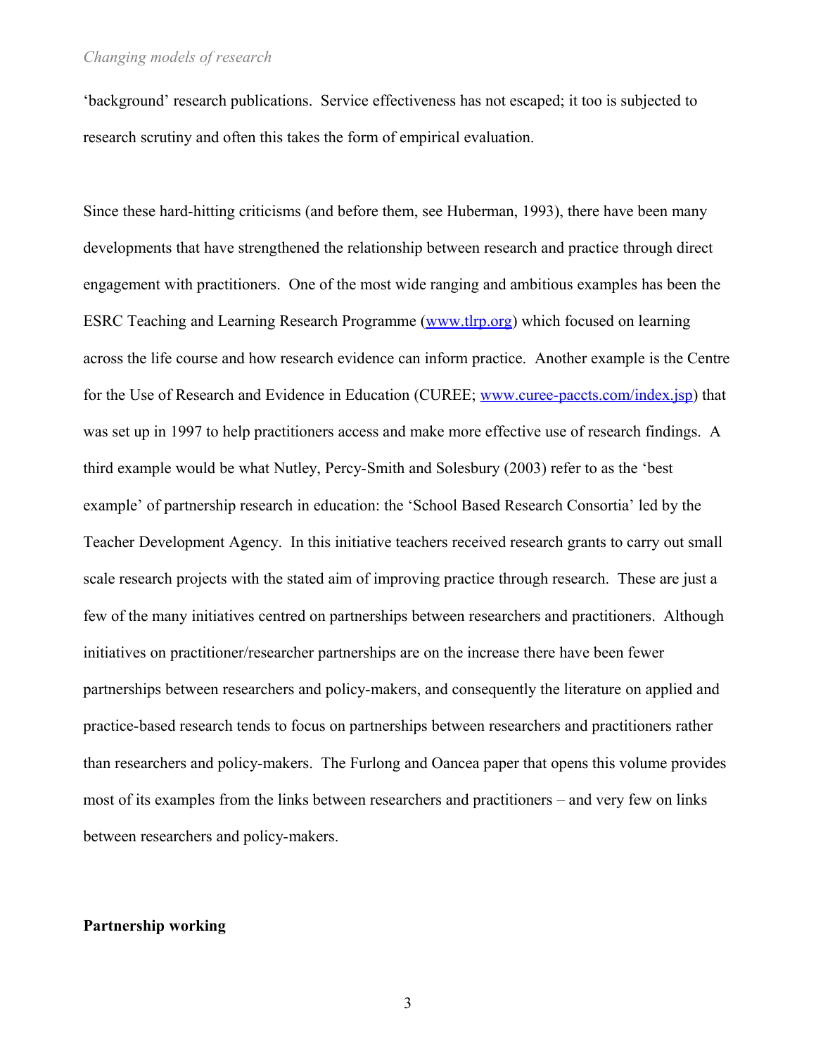'background' research publications. Service effectiveness has not escaped; it too is subjected to research scrutiny and often this takes the form of empirical evaluation.

Since these hard-hitting criticisms (and before them, see Huberman, 1993), there have been many developments that have strengthened the relationship between research and practice through direct engagement with practitioners. One of the most wide ranging and ambitious examples has been the ESRC Teaching and Learning Research Programme (www.tlrp.org) which focused on learning across the life course and how research evidence can inform practice. Another example is the Centre for the Use of Research and Evidence in Education (CUREE; www.curee-paccts.com/index.jsp) that was set up in 1997 to help practitioners access and make more effective use of research findings. A third example would be what Nutley, Percy-Smith and Solesbury (2003) refer to as the 'best example' of partnership research in education: the 'School Based Research Consortia' led by the Teacher Development Agency. In this initiative teachers received research grants to carry out small scale research projects with the stated aim of improving practice through research. These are just a few of the many initiatives centred on partnerships between researchers and practitioners. Although initiatives on practitioner/researcher partnerships are on the increase there have been fewer partnerships between researchers and policy-makers, and consequently the literature on applied and practice-based research tends to focus on partnerships between researchers and practitioners rather than researchers and policy-makers. The Furlong and Oancea paper that opens this volume provides most of its examples from the links between researchers and practitioners – and very few on links between researchers and policy-makers.

## Partnership working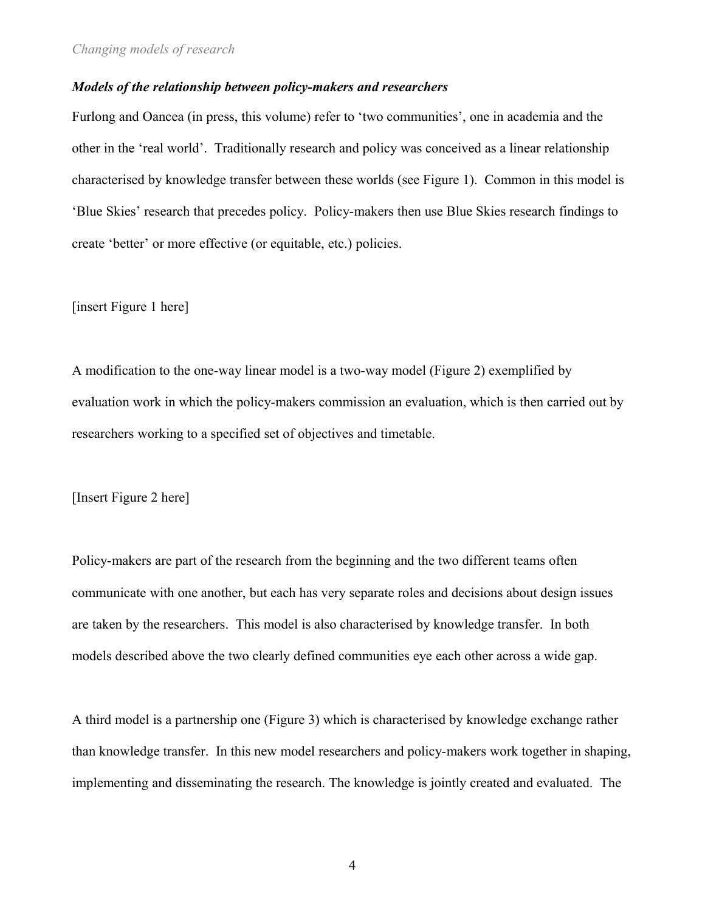### *Models of the relationship between policy-makers and researchers*

Furlong and Oancea (in press, this volume) refer to 'two communities', one in academia and the other in the 'real world'. Traditionally research and policy was conceived as a linear relationship characterised by knowledge transfer between these worlds (see Figure 1). Common in this model is 'Blue Skies' research that precedes policy. Policy-makers then use Blue Skies research findings to create 'better' or more effective (or equitable, etc.) policies.

[insert Figure 1 here]

A modification to the one-way linear model is a two-way model (Figure 2) exemplified by evaluation work in which the policy-makers commission an evaluation, which is then carried out by researchers working to a specified set of objectives and timetable.

[Insert Figure 2 here]

Policy-makers are part of the research from the beginning and the two different teams often communicate with one another, but each has very separate roles and decisions about design issues are taken by the researchers. This model is also characterised by knowledge transfer. In both models described above the two clearly defined communities eye each other across a wide gap.

A third model is a partnership one (Figure 3) which is characterised by knowledge exchange rather than knowledge transfer. In this new model researchers and policy-makers work together in shaping, implementing and disseminating the research. The knowledge is jointly created and evaluated. The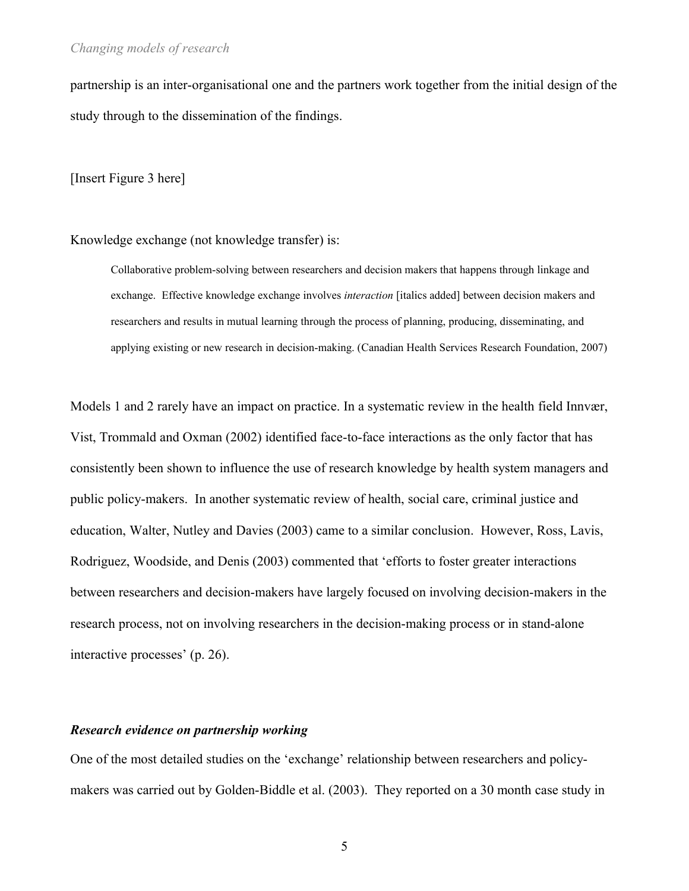partnership is an inter-organisational one and the partners work together from the initial design of the study through to the dissemination of the findings.

[Insert Figure 3 here]

Knowledge exchange (not knowledge transfer) is:

> Collaborative problem-solving between researchers and decision makers that happens through linkage and exchange. Effective knowledge exchange involves *interaction* [italics added] between decision makers and researchers and results in mutual learning through the process of planning, producing, disseminating, and applying existing or new research in decision-making. (Canadian Health Services Research Foundation, 2007)

Models 1 and 2 rarely have an impact on practice. In a systematic review in the health field Innvær, Vist, Trommald and Oxman (2002) identified face-to-face interactions as the only factor that has consistently been shown to influence the use of research knowledge by health system managers and public policy-makers. In another systematic review of health, social care, criminal justice and education, Walter, Nutley and Davies (2003) came to a similar conclusion. However, Ross, Lavis, Rodriguez, Woodside, and Denis (2003) commented that 'efforts to foster greater interactions between researchers and decision-makers have largely focused on involving decision-makers in the research process, not on involving researchers in the decision-making process or in stand-alone interactive processes' (p. 26).

### *Research evidence on partnership working*

One of the most detailed studies on the 'exchange' relationship between researchers and policy-makers was carried out by Golden-Biddle et al. (2003). They reported on a 30 month case study in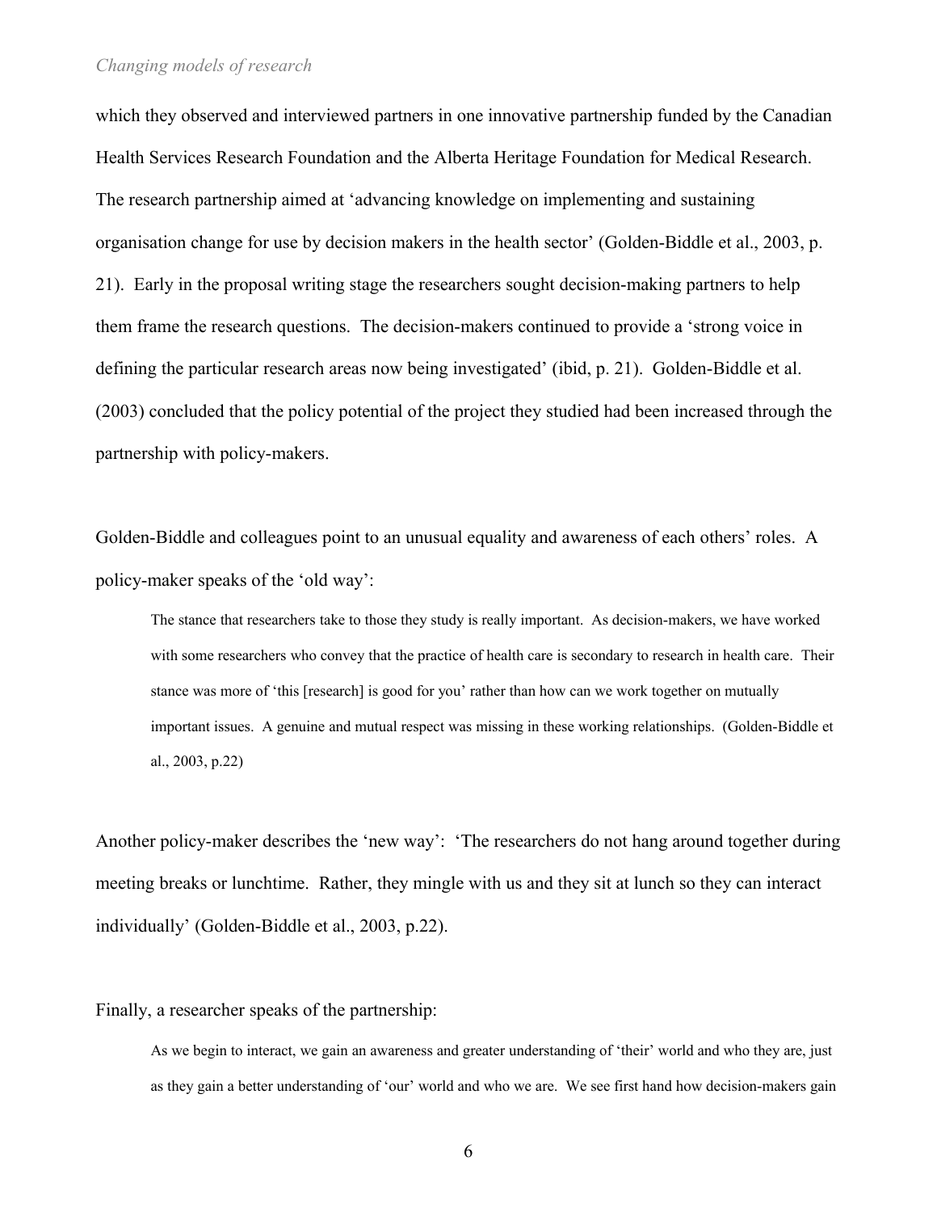which they observed and interviewed partners in one innovative partnership funded by the Canadian Health Services Research Foundation and the Alberta Heritage Foundation for Medical Research. The research partnership aimed at 'advancing knowledge on implementing and sustaining organisation change for use by decision makers in the health sector' (Golden-Biddle et al., 2003, p. 21). Early in the proposal writing stage the researchers sought decision-making partners to help them frame the research questions. The decision-makers continued to provide a 'strong voice in defining the particular research areas now being investigated' (ibid, p. 21). Golden-Biddle et al. (2003) concluded that the policy potential of the project they studied had been increased through the partnership with policy-makers.

Golden-Biddle and colleagues point to an unusual equality and awareness of each others' roles. A policy-maker speaks of the 'old way':

> The stance that researchers take to those they study is really important. As decision-makers, we have worked with some researchers who convey that the practice of health care is secondary to research in health care. Their stance was more of 'this [research] is good for you' rather than how can we work together on mutually important issues. A genuine and mutual respect was missing in these working relationships. (Golden-Biddle et al., 2003, p.22)

Another policy-maker describes the 'new way': 'The researchers do not hang around together during meeting breaks or lunchtime. Rather, they mingle with us and they sit at lunch so they can interact individually' (Golden-Biddle et al., 2003, p.22).

Finally, a researcher speaks of the partnership:

> As we begin to interact, we gain an awareness and greater understanding of 'their' world and who they are, just as they gain a better understanding of 'our' world and who we are. We see first hand how decision-makers gain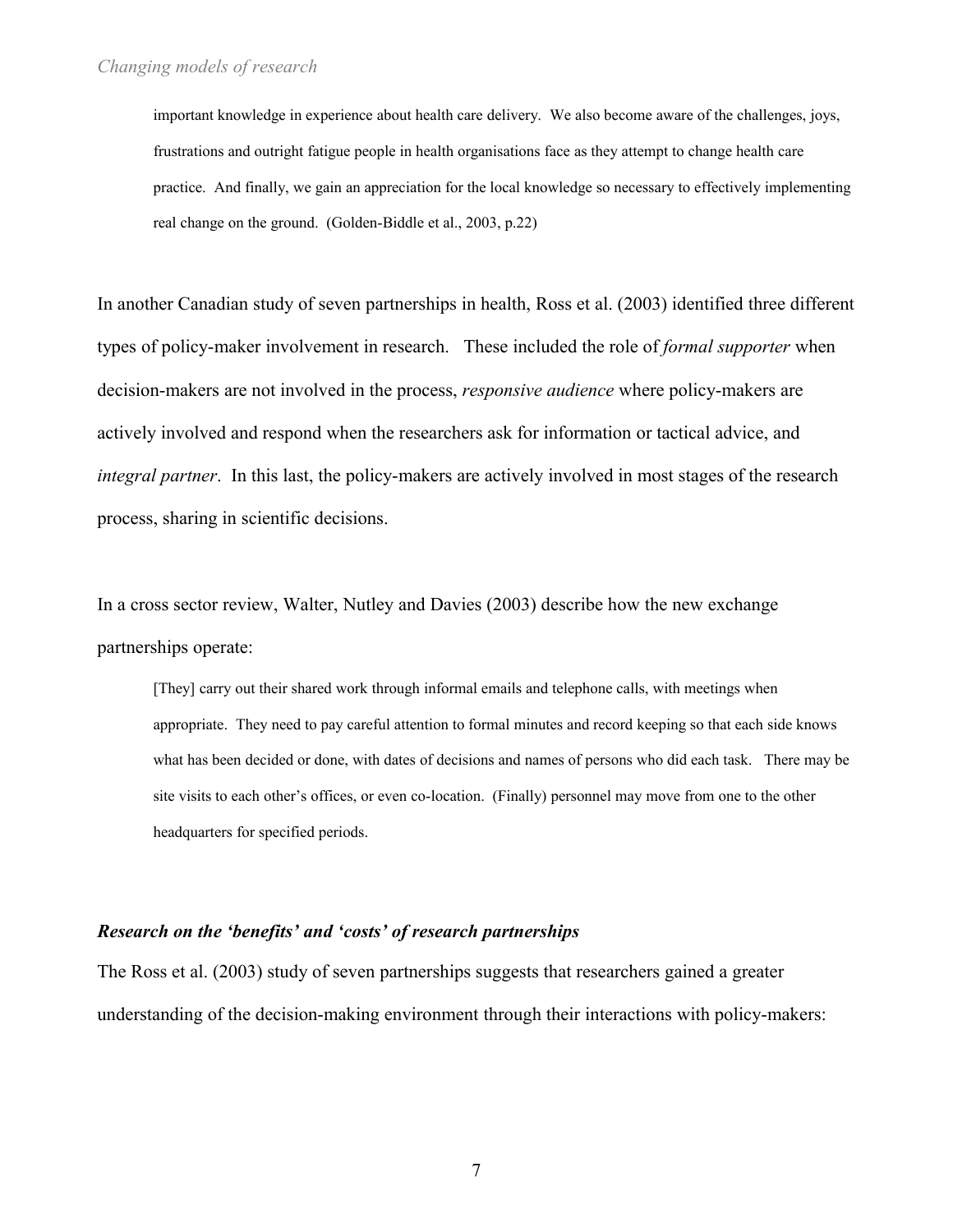> important knowledge in experience about health care delivery. We also become aware of the challenges, joys, frustrations and outright fatigue people in health organisations face as they attempt to change health care practice. And finally, we gain an appreciation for the local knowledge so necessary to effectively implementing real change on the ground. (Golden-Biddle et al., 2003, p.22)

In another Canadian study of seven partnerships in health, Ross et al. (2003) identified three different types of policy-maker involvement in research. These included the role of *formal supporter* when decision-makers are not involved in the process, *responsive audience* where policy-makers are actively involved and respond when the researchers ask for information or tactical advice, and *integral partner*. In this last, the policy-makers are actively involved in most stages of the research process, sharing in scientific decisions.

In a cross sector review, Walter, Nutley and Davies (2003) describe how the new exchange partnerships operate:

> [They] carry out their shared work through informal emails and telephone calls, with meetings when appropriate. They need to pay careful attention to formal minutes and record keeping so that each side knows what has been decided or done, with dates of decisions and names of persons who did each task. There may be site visits to each other's offices, or even co-location. (Finally) personnel may move from one to the other headquarters for specified periods.

### *Research on the 'benefits' and 'costs' of research partnerships*

The Ross et al. (2003) study of seven partnerships suggests that researchers gained a greater understanding of the decision-making environment through their interactions with policy-makers: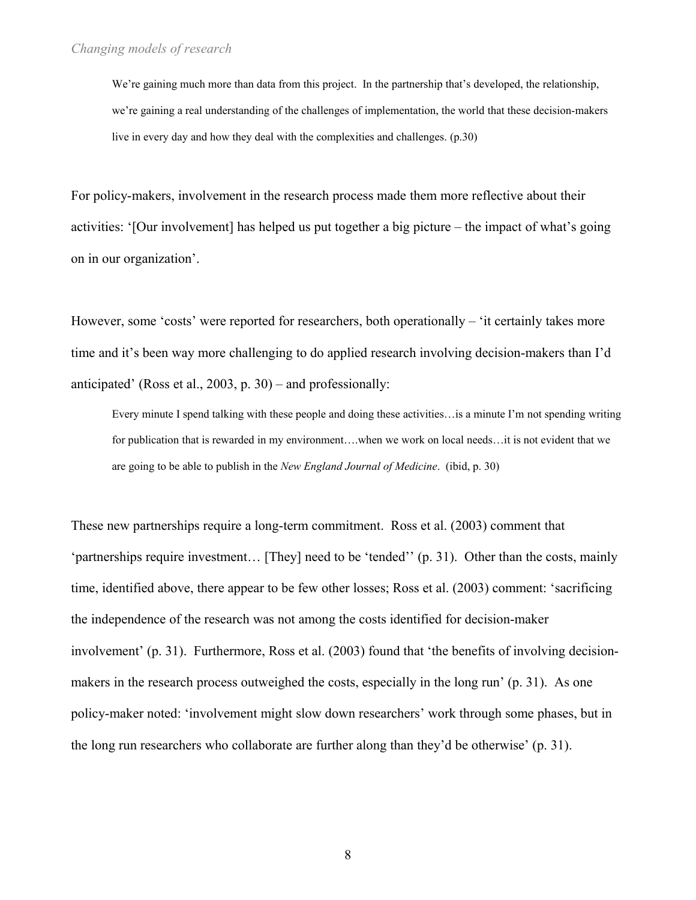> We're gaining much more than data from this project. In the partnership that's developed, the relationship, we're gaining a real understanding of the challenges of implementation, the world that these decision-makers live in every day and how they deal with the complexities and challenges. (p.30)

For policy-makers, involvement in the research process made them more reflective about their activities: '[Our involvement] has helped us put together a big picture – the impact of what's going on in our organization'.

However, some 'costs' were reported for researchers, both operationally – 'it certainly takes more time and it's been way more challenging to do applied research involving decision-makers than I'd anticipated' (Ross et al., 2003, p. 30) – and professionally:

> Every minute I spend talking with these people and doing these activities…is a minute I'm not spending writing for publication that is rewarded in my environment….when we work on local needs…it is not evident that we are going to be able to publish in the *New England Journal of Medicine*. (ibid, p. 30)

These new partnerships require a long-term commitment. Ross et al. (2003) comment that 'partnerships require investment… [They] need to be 'tended'' (p. 31). Other than the costs, mainly time, identified above, there appear to be few other losses; Ross et al. (2003) comment: 'sacrificing the independence of the research was not among the costs identified for decision-maker involvement' (p. 31). Furthermore, Ross et al. (2003) found that 'the benefits of involving decision-makers in the research process outweighed the costs, especially in the long run' (p. 31). As one policy-maker noted: 'involvement might slow down researchers' work through some phases, but in the long run researchers who collaborate are further along than they'd be otherwise' (p. 31).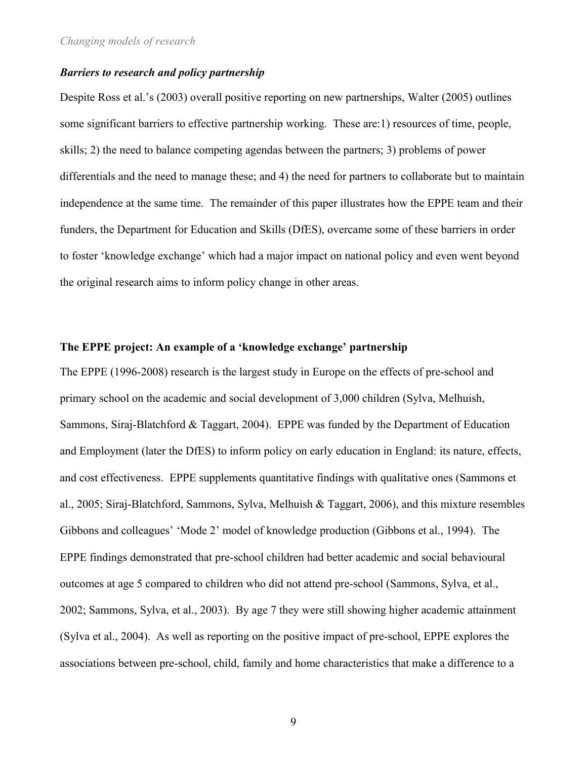### *Barriers to research and policy partnership*

Despite Ross et al.'s (2003) overall positive reporting on new partnerships, Walter (2005) outlines some significant barriers to effective partnership working. These are:1) resources of time, people, skills; 2) the need to balance competing agendas between the partners; 3) problems of power differentials and the need to manage these; and 4) the need for partners to collaborate but to maintain independence at the same time. The remainder of this paper illustrates how the EPPE team and their funders, the Department for Education and Skills (DfES), overcame some of these barriers in order to foster 'knowledge exchange' which had a major impact on national policy and even went beyond the original research aims to inform policy change in other areas.

## The EPPE project: An example of a 'knowledge exchange' partnership

The EPPE (1996-2008) research is the largest study in Europe on the effects of pre-school and primary school on the academic and social development of 3,000 children (Sylva, Melhuish, Sammons, Siraj-Blatchford & Taggart, 2004). EPPE was funded by the Department of Education and Employment (later the DfES) to inform policy on early education in England: its nature, effects, and cost effectiveness. EPPE supplements quantitative findings with qualitative ones (Sammons et al., 2005; Siraj-Blatchford, Sammons, Sylva, Melhuish & Taggart, 2006), and this mixture resembles Gibbons and colleagues' 'Mode 2' model of knowledge production (Gibbons et al., 1994). The EPPE findings demonstrated that pre-school children had better academic and social behavioural outcomes at age 5 compared to children who did not attend pre-school (Sammons, Sylva, et al., 2002; Sammons, Sylva, et al., 2003). By age 7 they were still showing higher academic attainment (Sylva et al., 2004). As well as reporting on the positive impact of pre-school, EPPE explores the associations between pre-school, child, family and home characteristics that make a difference to a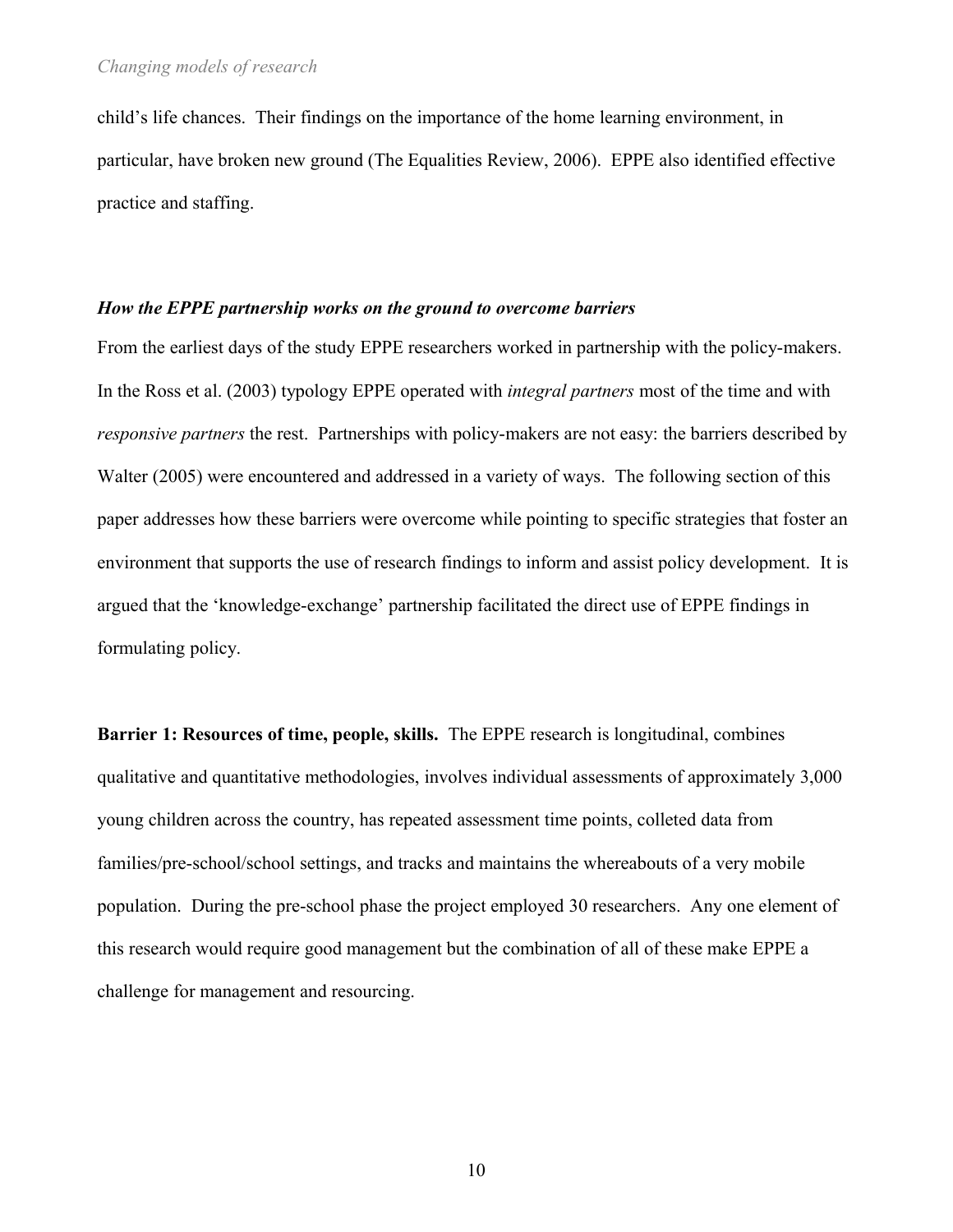child's life chances. Their findings on the importance of the home learning environment, in particular, have broken new ground (The Equalities Review, 2006). EPPE also identified effective practice and staffing.

### *How the EPPE partnership works on the ground to overcome barriers*

From the earliest days of the study EPPE researchers worked in partnership with the policy-makers. In the Ross et al. (2003) typology EPPE operated with *integral partners* most of the time and with *responsive partners* the rest. Partnerships with policy-makers are not easy: the barriers described by Walter (2005) were encountered and addressed in a variety of ways. The following section of this paper addresses how these barriers were overcome while pointing to specific strategies that foster an environment that supports the use of research findings to inform and assist policy development. It is argued that the 'knowledge-exchange' partnership facilitated the direct use of EPPE findings in formulating policy.

**Barrier 1: Resources of time, people, skills.** The EPPE research is longitudinal, combines qualitative and quantitative methodologies, involves individual assessments of approximately 3,000 young children across the country, has repeated assessment time points, colleted data from families/pre-school/school settings, and tracks and maintains the whereabouts of a very mobile population. During the pre-school phase the project employed 30 researchers. Any one element of this research would require good management but the combination of all of these make EPPE a challenge for management and resourcing.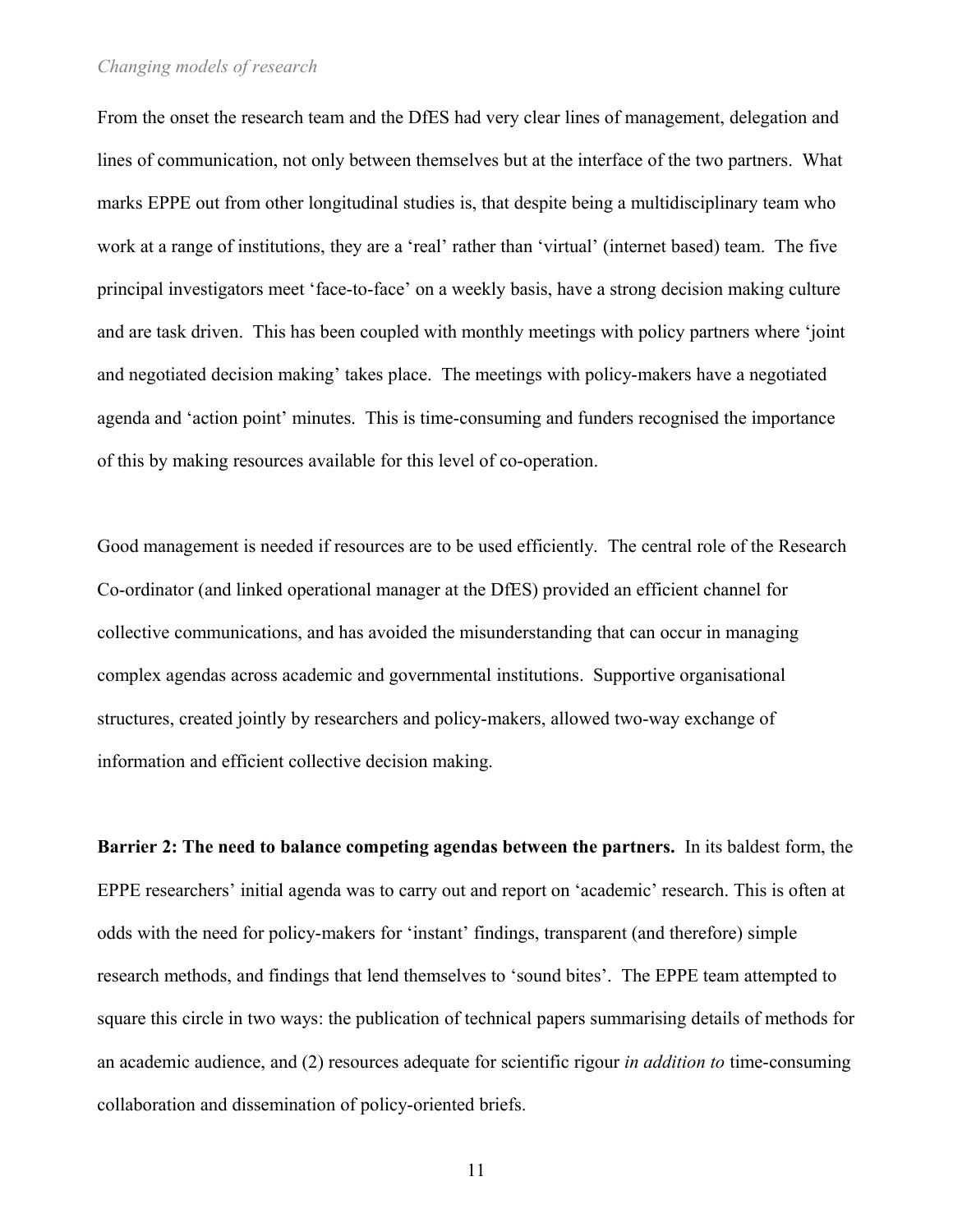*Changing models of research*

From the onset the research team and the DfES had very clear lines of management, delegation and lines of communication, not only between themselves but at the interface of the two partners. What marks EPPE out from other longitudinal studies is, that despite being a multidisciplinary team who work at a range of institutions, they are a 'real' rather than 'virtual' (internet based) team. The five principal investigators meet 'face-to-face' on a weekly basis, have a strong decision making culture and are task driven. This has been coupled with monthly meetings with policy partners where 'joint and negotiated decision making' takes place. The meetings with policy-makers have a negotiated agenda and 'action point' minutes. This is time-consuming and funders recognised the importance of this by making resources available for this level of co-operation.

Good management is needed if resources are to be used efficiently. The central role of the Research Co-ordinator (and linked operational manager at the DfES) provided an efficient channel for collective communications, and has avoided the misunderstanding that can occur in managing complex agendas across academic and governmental institutions. Supportive organisational structures, created jointly by researchers and policy-makers, allowed two-way exchange of information and efficient collective decision making.

**Barrier 2: The need to balance competing agendas between the partners.** In its baldest form, the EPPE researchers' initial agenda was to carry out and report on 'academic' research. This is often at odds with the need for policy-makers for 'instant' findings, transparent (and therefore) simple research methods, and findings that lend themselves to 'sound bites'. The EPPE team attempted to square this circle in two ways: the publication of technical papers summarising details of methods for an academic audience, and (2) resources adequate for scientific rigour *in addition to* time-consuming collaboration and dissemination of policy-oriented briefs.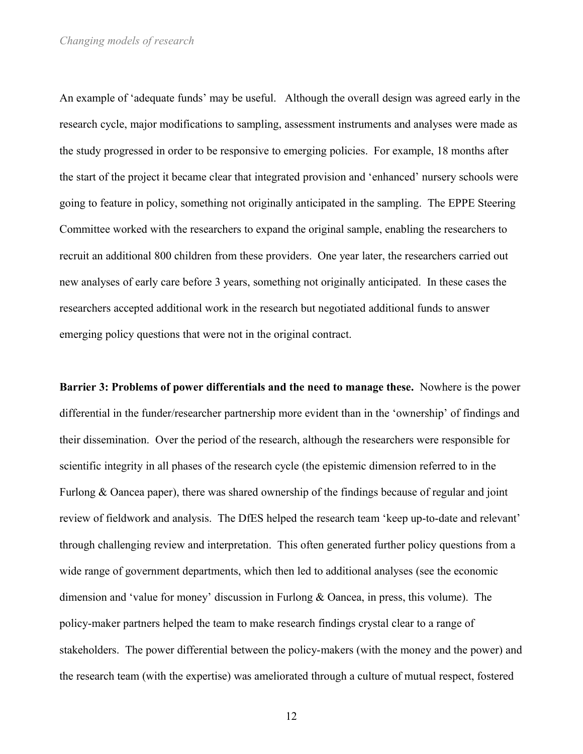An example of 'adequate funds' may be useful. Although the overall design was agreed early in the research cycle, major modifications to sampling, assessment instruments and analyses were made as the study progressed in order to be responsive to emerging policies. For example, 18 months after the start of the project it became clear that integrated provision and 'enhanced' nursery schools were going to feature in policy, something not originally anticipated in the sampling. The EPPE Steering Committee worked with the researchers to expand the original sample, enabling the researchers to recruit an additional 800 children from these providers. One year later, the researchers carried out new analyses of early care before 3 years, something not originally anticipated. In these cases the researchers accepted additional work in the research but negotiated additional funds to answer emerging policy questions that were not in the original contract.

**Barrier 3: Problems of power differentials and the need to manage these.** Nowhere is the power differential in the funder/researcher partnership more evident than in the 'ownership' of findings and their dissemination. Over the period of the research, although the researchers were responsible for scientific integrity in all phases of the research cycle (the epistemic dimension referred to in the Furlong & Oancea paper), there was shared ownership of the findings because of regular and joint review of fieldwork and analysis. The DfES helped the research team 'keep up-to-date and relevant' through challenging review and interpretation. This often generated further policy questions from a wide range of government departments, which then led to additional analyses (see the economic dimension and 'value for money' discussion in Furlong & Oancea, in press, this volume). The policy-maker partners helped the team to make research findings crystal clear to a range of stakeholders. The power differential between the policy-makers (with the money and the power) and the research team (with the expertise) was ameliorated through a culture of mutual respect, fostered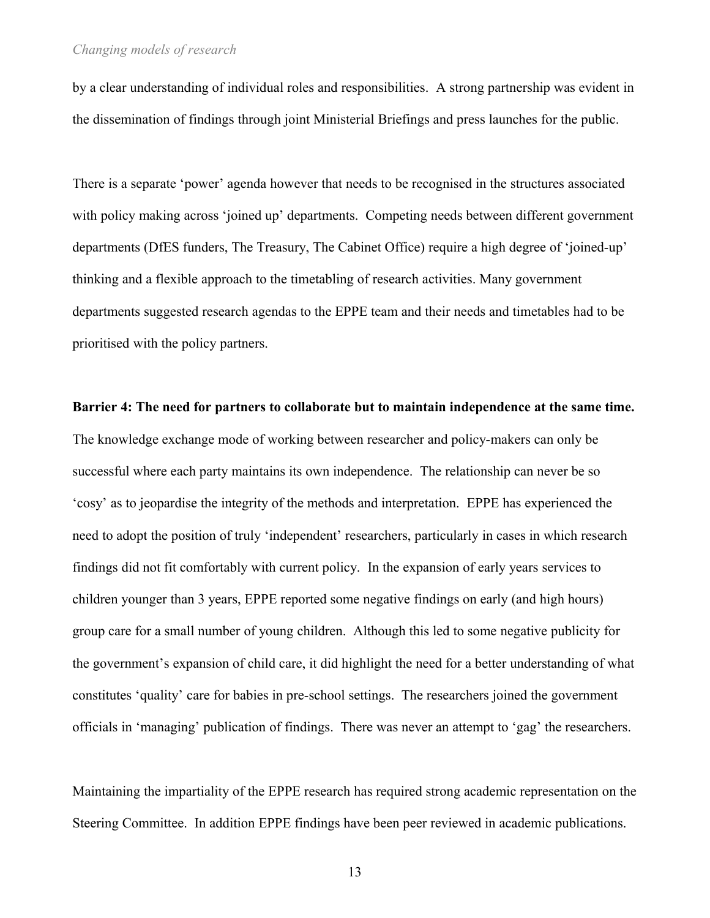by a clear understanding of individual roles and responsibilities. A strong partnership was evident in the dissemination of findings through joint Ministerial Briefings and press launches for the public.

There is a separate 'power' agenda however that needs to be recognised in the structures associated with policy making across 'joined up' departments. Competing needs between different government departments (DfES funders, The Treasury, The Cabinet Office) require a high degree of 'joined-up' thinking and a flexible approach to the timetabling of research activities. Many government departments suggested research agendas to the EPPE team and their needs and timetables had to be prioritised with the policy partners.

**Barrier 4: The need for partners to collaborate but to maintain independence at the same time.** The knowledge exchange mode of working between researcher and policy-makers can only be successful where each party maintains its own independence. The relationship can never be so 'cosy' as to jeopardise the integrity of the methods and interpretation. EPPE has experienced the need to adopt the position of truly 'independent' researchers, particularly in cases in which research findings did not fit comfortably with current policy. In the expansion of early years services to children younger than 3 years, EPPE reported some negative findings on early (and high hours) group care for a small number of young children. Although this led to some negative publicity for the government's expansion of child care, it did highlight the need for a better understanding of what constitutes 'quality' care for babies in pre-school settings. The researchers joined the government officials in 'managing' publication of findings. There was never an attempt to 'gag' the researchers.

Maintaining the impartiality of the EPPE research has required strong academic representation on the Steering Committee. In addition EPPE findings have been peer reviewed in academic publications.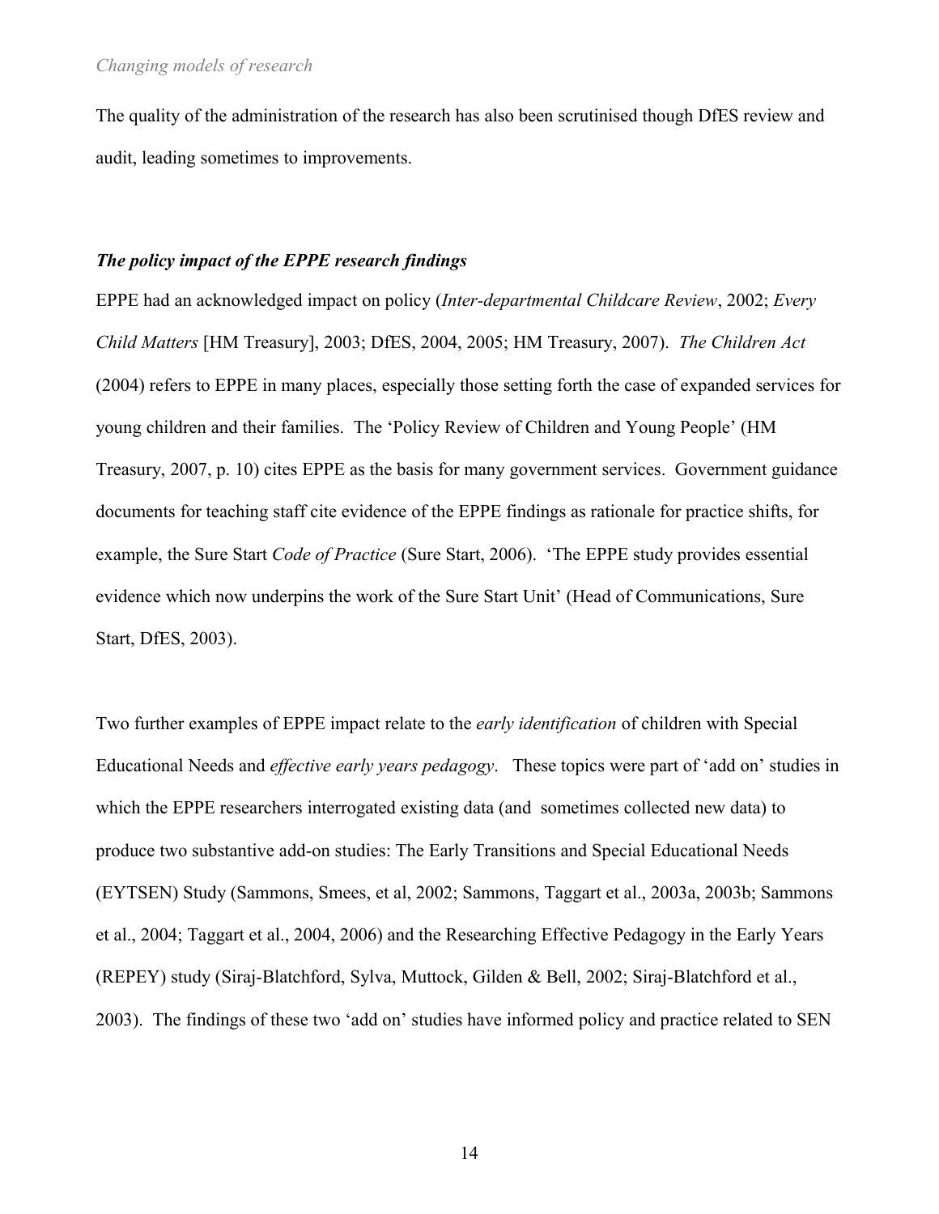The quality of the administration of the research has also been scrutinised though DfES review and audit, leading sometimes to improvements.

### ***The policy impact of the EPPE research findings***

EPPE had an acknowledged impact on policy (*Inter-departmental Childcare Review*, 2002; *Every Child Matters* [HM Treasury], 2003; DfES, 2004, 2005; HM Treasury, 2007). *The Children Act* (2004) refers to EPPE in many places, especially those setting forth the case of expanded services for young children and their families. The 'Policy Review of Children and Young People' (HM Treasury, 2007, p. 10) cites EPPE as the basis for many government services. Government guidance documents for teaching staff cite evidence of the EPPE findings as rationale for practice shifts, for example, the Sure Start *Code of Practice* (Sure Start, 2006). 'The EPPE study provides essential evidence which now underpins the work of the Sure Start Unit' (Head of Communications, Sure Start, DfES, 2003).

Two further examples of EPPE impact relate to the *early identification* of children with Special Educational Needs and *effective early years pedagogy*. These topics were part of 'add on' studies in which the EPPE researchers interrogated existing data (and sometimes collected new data) to produce two substantive add-on studies: The Early Transitions and Special Educational Needs (EYTSEN) Study (Sammons, Smees, et al, 2002; Sammons, Taggart et al., 2003a, 2003b; Sammons et al., 2004; Taggart et al., 2004, 2006) and the Researching Effective Pedagogy in the Early Years (REPEY) study (Siraj-Blatchford, Sylva, Muttock, Gilden & Bell, 2002; Siraj-Blatchford et al., 2003). The findings of these two 'add on' studies have informed policy and practice related to SEN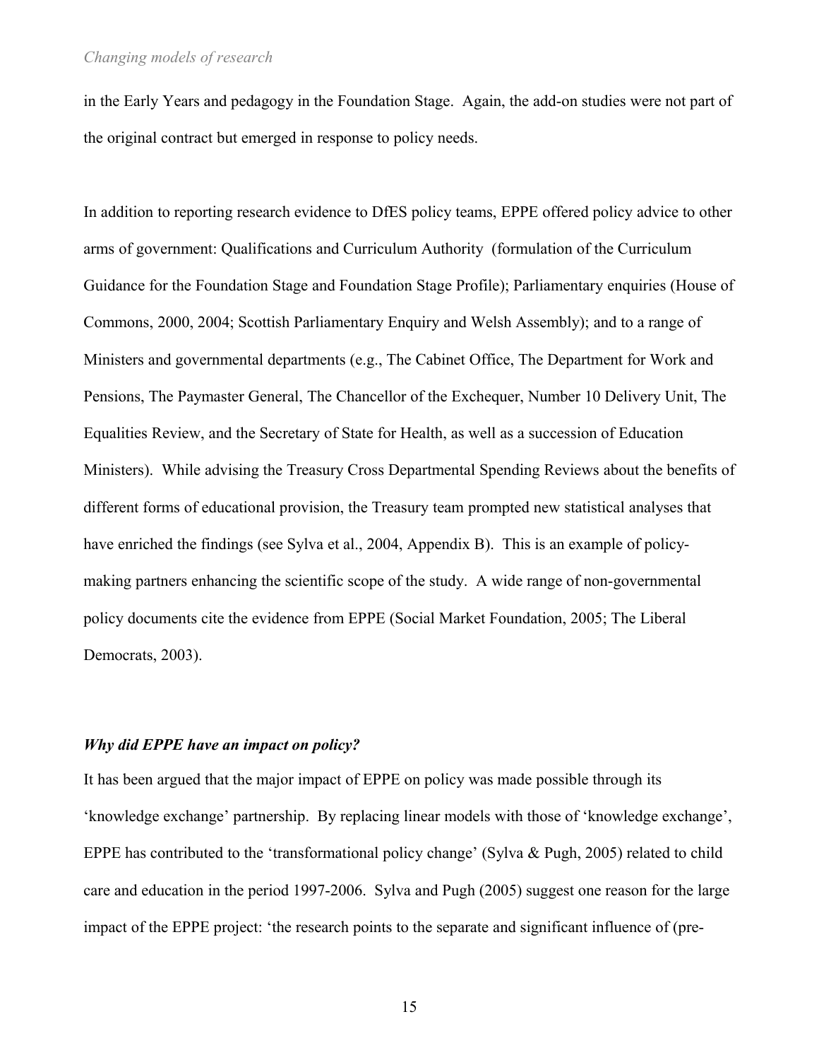in the Early Years and pedagogy in the Foundation Stage. Again, the add-on studies were not part of the original contract but emerged in response to policy needs.

In addition to reporting research evidence to DfES policy teams, EPPE offered policy advice to other arms of government: Qualifications and Curriculum Authority (formulation of the Curriculum Guidance for the Foundation Stage and Foundation Stage Profile); Parliamentary enquiries (House of Commons, 2000, 2004; Scottish Parliamentary Enquiry and Welsh Assembly); and to a range of Ministers and governmental departments (e.g., The Cabinet Office, The Department for Work and Pensions, The Paymaster General, The Chancellor of the Exchequer, Number 10 Delivery Unit, The Equalities Review, and the Secretary of State for Health, as well as a succession of Education Ministers). While advising the Treasury Cross Departmental Spending Reviews about the benefits of different forms of educational provision, the Treasury team prompted new statistical analyses that have enriched the findings (see Sylva et al., 2004, Appendix B). This is an example of policy-making partners enhancing the scientific scope of the study. A wide range of non-governmental policy documents cite the evidence from EPPE (Social Market Foundation, 2005; The Liberal Democrats, 2003).

***Why did EPPE have an impact on policy?***

It has been argued that the major impact of EPPE on policy was made possible through its 'knowledge exchange' partnership. By replacing linear models with those of 'knowledge exchange', EPPE has contributed to the 'transformational policy change' (Sylva & Pugh, 2005) related to child care and education in the period 1997-2006. Sylva and Pugh (2005) suggest one reason for the large impact of the EPPE project: 'the research points to the separate and significant influence of (pre-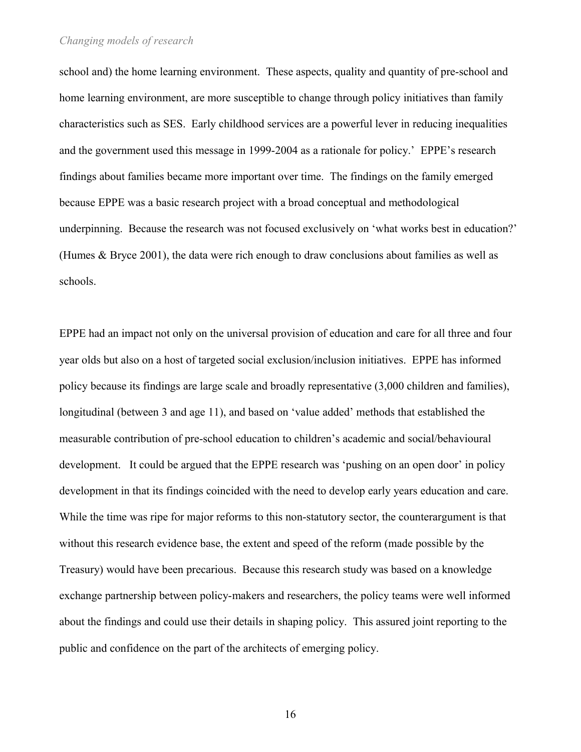school and) the home learning environment. These aspects, quality and quantity of pre-school and home learning environment, are more susceptible to change through policy initiatives than family characteristics such as SES. Early childhood services are a powerful lever in reducing inequalities and the government used this message in 1999-2004 as a rationale for policy.' EPPE's research findings about families became more important over time. The findings on the family emerged because EPPE was a basic research project with a broad conceptual and methodological underpinning. Because the research was not focused exclusively on 'what works best in education?' (Humes & Bryce 2001), the data were rich enough to draw conclusions about families as well as schools.

EPPE had an impact not only on the universal provision of education and care for all three and four year olds but also on a host of targeted social exclusion/inclusion initiatives. EPPE has informed policy because its findings are large scale and broadly representative (3,000 children and families), longitudinal (between 3 and age 11), and based on 'value added' methods that established the measurable contribution of pre-school education to children's academic and social/behavioural development. It could be argued that the EPPE research was 'pushing on an open door' in policy development in that its findings coincided with the need to develop early years education and care. While the time was ripe for major reforms to this non-statutory sector, the counterargument is that without this research evidence base, the extent and speed of the reform (made possible by the Treasury) would have been precarious. Because this research study was based on a knowledge exchange partnership between policy-makers and researchers, the policy teams were well informed about the findings and could use their details in shaping policy. This assured joint reporting to the public and confidence on the part of the architects of emerging policy.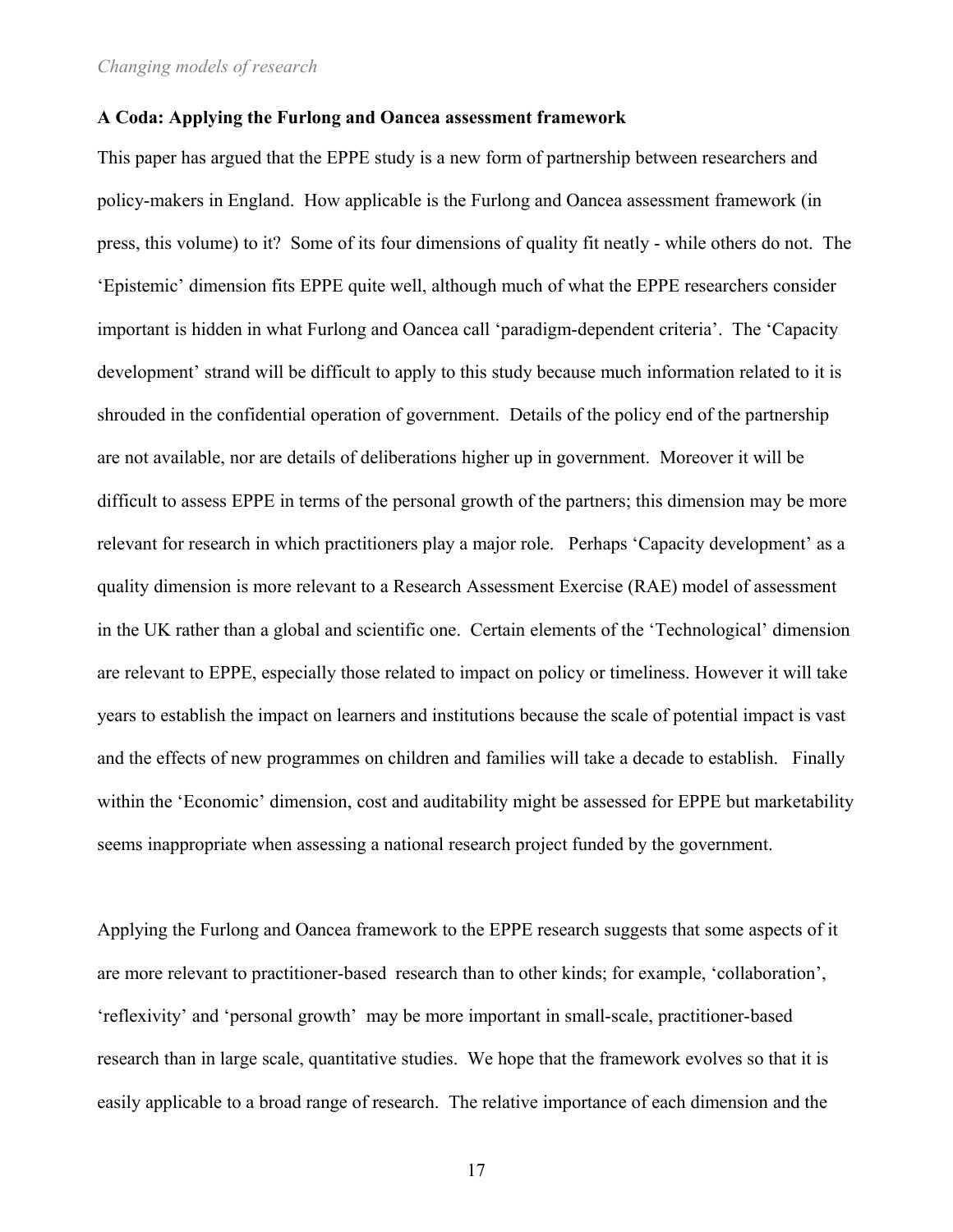**A Coda: Applying the Furlong and Oancea assessment framework**

This paper has argued that the EPPE study is a new form of partnership between researchers and policy-makers in England. How applicable is the Furlong and Oancea assessment framework (in press, this volume) to it? Some of its four dimensions of quality fit neatly - while others do not. The 'Epistemic' dimension fits EPPE quite well, although much of what the EPPE researchers consider important is hidden in what Furlong and Oancea call 'paradigm-dependent criteria'. The 'Capacity development' strand will be difficult to apply to this study because much information related to it is shrouded in the confidential operation of government. Details of the policy end of the partnership are not available, nor are details of deliberations higher up in government. Moreover it will be difficult to assess EPPE in terms of the personal growth of the partners; this dimension may be more relevant for research in which practitioners play a major role. Perhaps 'Capacity development' as a quality dimension is more relevant to a Research Assessment Exercise (RAE) model of assessment in the UK rather than a global and scientific one. Certain elements of the 'Technological' dimension are relevant to EPPE, especially those related to impact on policy or timeliness. However it will take years to establish the impact on learners and institutions because the scale of potential impact is vast and the effects of new programmes on children and families will take a decade to establish. Finally within the 'Economic' dimension, cost and auditability might be assessed for EPPE but marketability seems inappropriate when assessing a national research project funded by the government.

Applying the Furlong and Oancea framework to the EPPE research suggests that some aspects of it are more relevant to practitioner-based research than to other kinds; for example, 'collaboration', 'reflexivity' and 'personal growth' may be more important in small-scale, practitioner-based research than in large scale, quantitative studies. We hope that the framework evolves so that it is easily applicable to a broad range of research. The relative importance of each dimension and the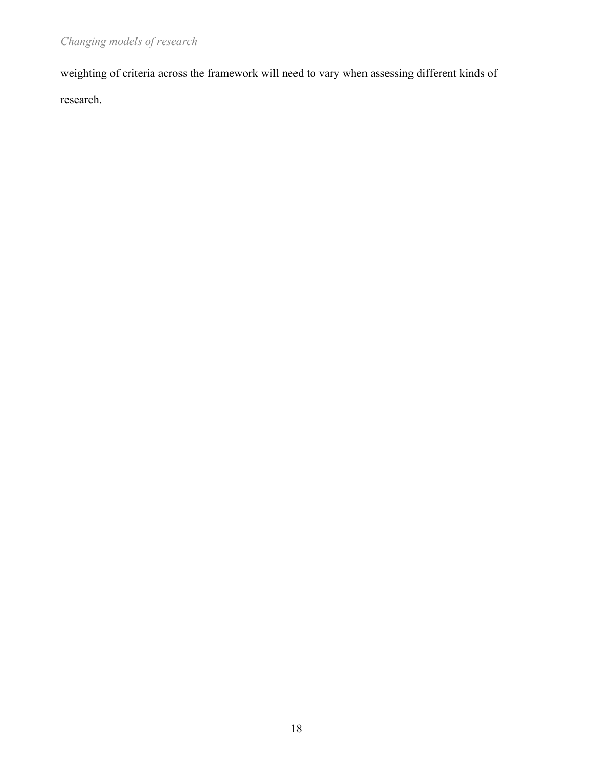weighting of criteria across the framework will need to vary when assessing different kinds of research.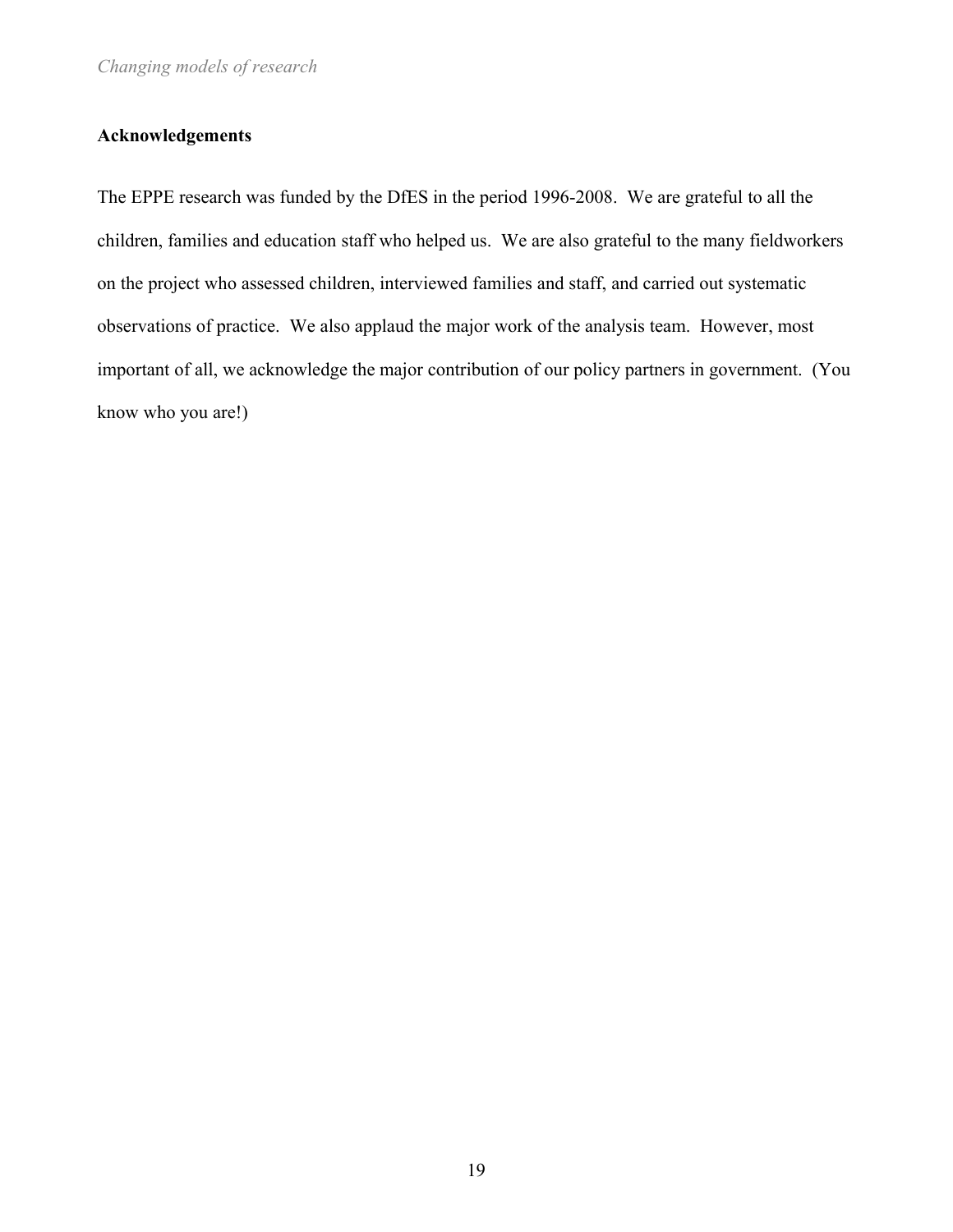## Acknowledgements

The EPPE research was funded by the DfES in the period 1996-2008. We are grateful to all the children, families and education staff who helped us. We are also grateful to the many fieldworkers on the project who assessed children, interviewed families and staff, and carried out systematic observations of practice. We also applaud the major work of the analysis team. However, most important of all, we acknowledge the major contribution of our policy partners in government. (You know who you are!)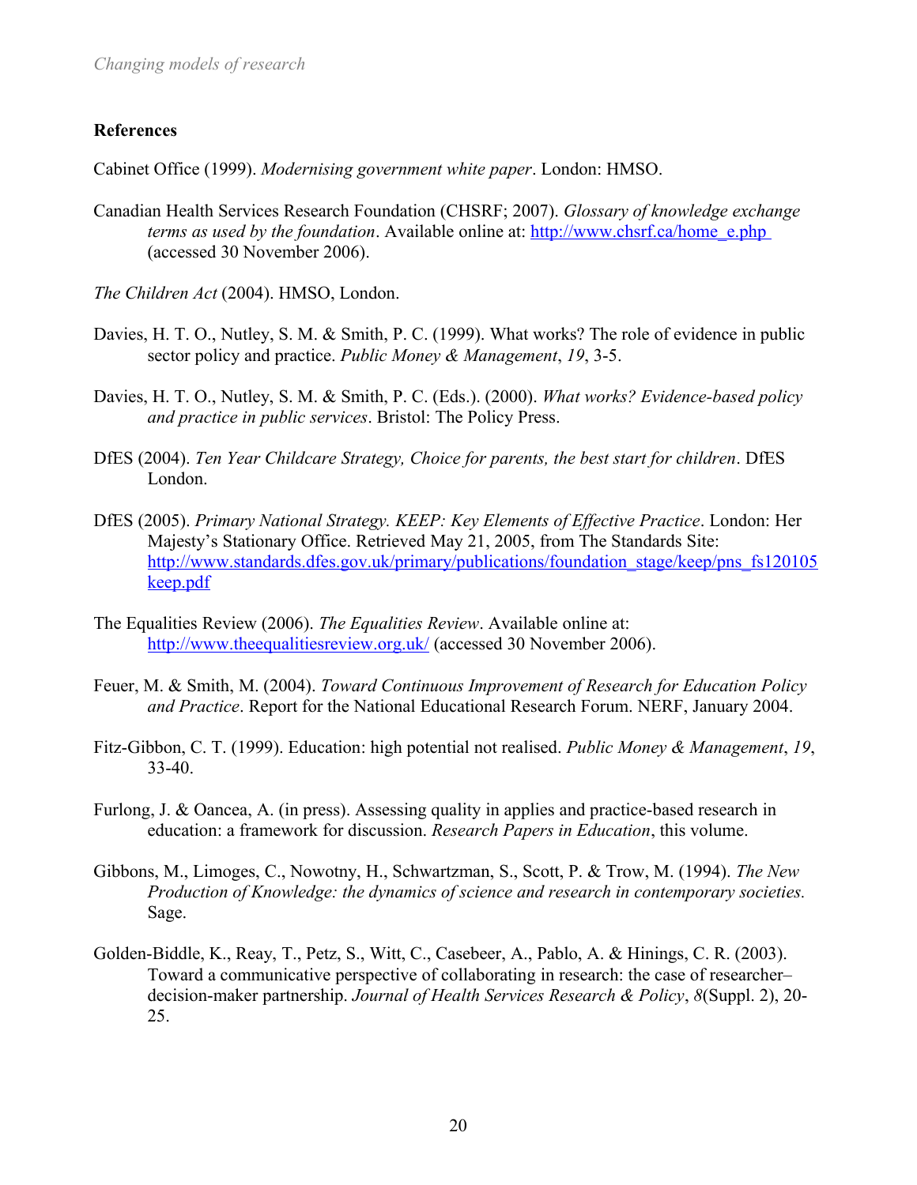## References

Cabinet Office (1999). *Modernising government white paper*. London: HMSO.

Canadian Health Services Research Foundation (CHSRF; 2007). *Glossary of knowledge exchange terms as used by the foundation*. Available online at: http://www.chsrf.ca/home_e.php (accessed 30 November 2006).

*The Children Act* (2004). HMSO, London.

Davies, H. T. O., Nutley, S. M. & Smith, P. C. (1999). What works? The role of evidence in public sector policy and practice. *Public Money & Management*, *19*, 3-5.

Davies, H. T. O., Nutley, S. M. & Smith, P. C. (Eds.). (2000). *What works? Evidence-based policy and practice in public services*. Bristol: The Policy Press.

DfES (2004). *Ten Year Childcare Strategy, Choice for parents, the best start for children*. DfES London.

DfES (2005). *Primary National Strategy. KEEP: Key Elements of Effective Practice*. London: Her Majesty's Stationary Office. Retrieved May 21, 2005, from The Standards Site: http://www.standards.dfes.gov.uk/primary/publications/foundation_stage/keep/pns_fs120105keep.pdf

The Equalities Review (2006). *The Equalities Review*. Available online at: http://www.theequalitiesreview.org.uk/ (accessed 30 November 2006).

Feuer, M. & Smith, M. (2004). *Toward Continuous Improvement of Research for Education Policy and Practice*. Report for the National Educational Research Forum. NERF, January 2004.

Fitz-Gibbon, C. T. (1999). Education: high potential not realised. *Public Money & Management*, *19*, 33-40.

Furlong, J. & Oancea, A. (in press). Assessing quality in applies and practice-based research in education: a framework for discussion. *Research Papers in Education*, this volume.

Gibbons, M., Limoges, C., Nowotny, H., Schwartzman, S., Scott, P. & Trow, M. (1994). *The New Production of Knowledge: the dynamics of science and research in contemporary societies.* Sage.

Golden-Biddle, K., Reay, T., Petz, S., Witt, C., Casebeer, A., Pablo, A. & Hinings, C. R. (2003). Toward a communicative perspective of collaborating in research: the case of researcher–decision-maker partnership. *Journal of Health Services Research & Policy*, *8*(Suppl. 2), 20-25.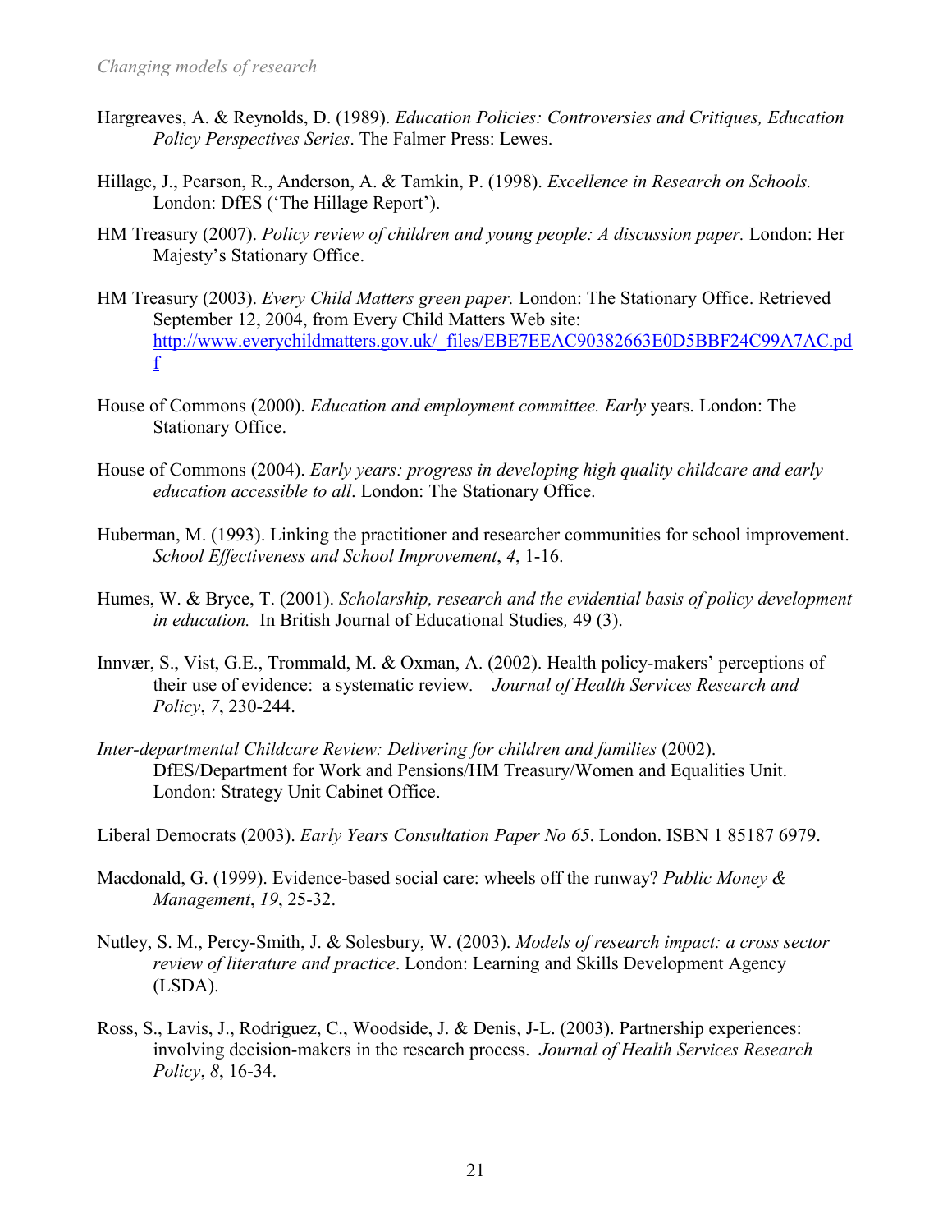Hargreaves, A. & Reynolds, D. (1989). *Education Policies: Controversies and Critiques, Education Policy Perspectives Series*. The Falmer Press: Lewes.

Hillage, J., Pearson, R., Anderson, A. & Tamkin, P. (1998). *Excellence in Research on Schools.* London: DfES ('The Hillage Report').

HM Treasury (2007). *Policy review of children and young people: A discussion paper.* London: Her Majesty's Stationary Office.

HM Treasury (2003). *Every Child Matters green paper.* London: The Stationary Office. Retrieved September 12, 2004, from Every Child Matters Web site: http://www.everychildmatters.gov.uk/_files/EBE7EEAC90382663E0D5BBF24C99A7AC.pdf

House of Commons (2000). *Education and employment committee. Early* years. London: The Stationary Office.

House of Commons (2004). *Early years: progress in developing high quality childcare and early education accessible to all*. London: The Stationary Office.

Huberman, M. (1993). Linking the practitioner and researcher communities for school improvement. *School Effectiveness and School Improvement*, *4*, 1-16.

Humes, W. & Bryce, T. (2001). *Scholarship, research and the evidential basis of policy development in education.* In British Journal of Educational Studies*,* 49 (3).

Innvær, S., Vist, G.E., Trommald, M. & Oxman, A. (2002). Health policy-makers' perceptions of their use of evidence: a systematic review. *Journal of Health Services Research and Policy*, *7*, 230-244.

*Inter-departmental Childcare Review: Delivering for children and families* (2002). DfES/Department for Work and Pensions/HM Treasury/Women and Equalities Unit. London: Strategy Unit Cabinet Office.

Liberal Democrats (2003). *Early Years Consultation Paper No 65*. London. ISBN 1 85187 6979.

Macdonald, G. (1999). Evidence-based social care: wheels off the runway? *Public Money & Management*, *19*, 25-32.

Nutley, S. M., Percy-Smith, J. & Solesbury, W. (2003). *Models of research impact: a cross sector review of literature and practice*. London: Learning and Skills Development Agency (LSDA).

Ross, S., Lavis, J., Rodriguez, C., Woodside, J. & Denis, J-L. (2003). Partnership experiences: involving decision-makers in the research process. *Journal of Health Services Research Policy*, *8*, 16-34.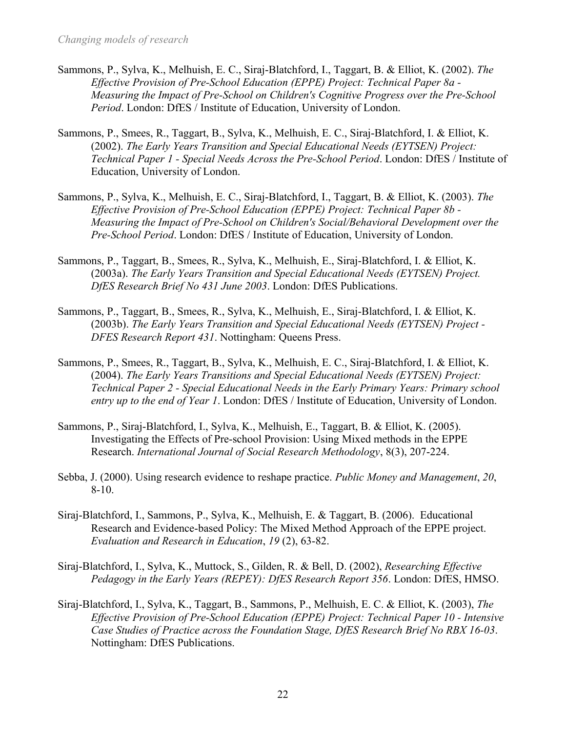Sammons, P., Sylva, K., Melhuish, E. C., Siraj-Blatchford, I., Taggart, B. & Elliot, K. (2002). *The Effective Provision of Pre-School Education (EPPE) Project: Technical Paper 8a - Measuring the Impact of Pre-School on Children's Cognitive Progress over the Pre-School Period*. London: DfES / Institute of Education, University of London.

Sammons, P., Smees, R., Taggart, B., Sylva, K., Melhuish, E. C., Siraj-Blatchford, I. & Elliot, K. (2002). *The Early Years Transition and Special Educational Needs (EYTSEN) Project: Technical Paper 1 - Special Needs Across the Pre-School Period*. London: DfES / Institute of Education, University of London.

Sammons, P., Sylva, K., Melhuish, E. C., Siraj-Blatchford, I., Taggart, B. & Elliot, K. (2003). *The Effective Provision of Pre-School Education (EPPE) Project: Technical Paper 8b - Measuring the Impact of Pre-School on Children's Social/Behavioral Development over the Pre-School Period*. London: DfES / Institute of Education, University of London.

Sammons, P., Taggart, B., Smees, R., Sylva, K., Melhuish, E., Siraj-Blatchford, I. & Elliot, K. (2003a). *The Early Years Transition and Special Educational Needs (EYTSEN) Project. DfES Research Brief No 431 June 2003*. London: DfES Publications.

Sammons, P., Taggart, B., Smees, R., Sylva, K., Melhuish, E., Siraj-Blatchford, I. & Elliot, K. (2003b). *The Early Years Transition and Special Educational Needs (EYTSEN) Project - DFES Research Report 431*. Nottingham: Queens Press.

Sammons, P., Smees, R., Taggart, B., Sylva, K., Melhuish, E. C., Siraj-Blatchford, I. & Elliot, K. (2004). *The Early Years Transitions and Special Educational Needs (EYTSEN) Project: Technical Paper 2 - Special Educational Needs in the Early Primary Years: Primary school entry up to the end of Year 1*. London: DfES / Institute of Education, University of London.

Sammons, P., Siraj-Blatchford, I., Sylva, K., Melhuish, E., Taggart, B. & Elliot, K. (2005). Investigating the Effects of Pre-school Provision: Using Mixed methods in the EPPE Research. *International Journal of Social Research Methodology*, 8(3), 207-224.

Sebba, J. (2000). Using research evidence to reshape practice. *Public Money and Management*, *20*, 8-10.

Siraj-Blatchford, I., Sammons, P., Sylva, K., Melhuish, E. & Taggart, B. (2006). Educational Research and Evidence-based Policy: The Mixed Method Approach of the EPPE project. *Evaluation and Research in Education*, *19* (2), 63-82.

Siraj-Blatchford, I., Sylva, K., Muttock, S., Gilden, R. & Bell, D. (2002), *Researching Effective Pedagogy in the Early Years (REPEY): DfES Research Report 356*. London: DfES, HMSO.

Siraj-Blatchford, I., Sylva, K., Taggart, B., Sammons, P., Melhuish, E. C. & Elliot, K. (2003), *The Effective Provision of Pre-School Education (EPPE) Project: Technical Paper 10 - Intensive Case Studies of Practice across the Foundation Stage, DfES Research Brief No RBX 16-03*. Nottingham: DfES Publications.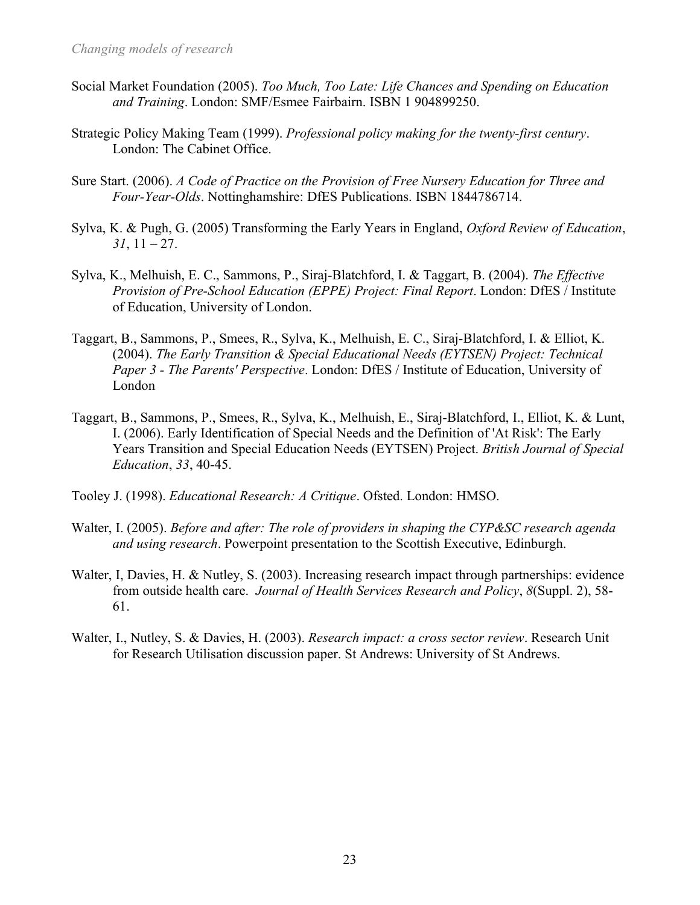Social Market Foundation (2005). *Too Much, Too Late: Life Chances and Spending on Education and Training*. London: SMF/Esmee Fairbairn. ISBN 1 904899250.

Strategic Policy Making Team (1999). *Professional policy making for the twenty-first century*. London: The Cabinet Office.

Sure Start. (2006). *A Code of Practice on the Provision of Free Nursery Education for Three and Four-Year-Olds*. Nottinghamshire: DfES Publications. ISBN 1844786714.

Sylva, K. & Pugh, G. (2005) Transforming the Early Years in England, *Oxford Review of Education*, *31*, 11 – 27.

Sylva, K., Melhuish, E. C., Sammons, P., Siraj-Blatchford, I. & Taggart, B. (2004). *The Effective Provision of Pre-School Education (EPPE) Project: Final Report*. London: DfES / Institute of Education, University of London.

Taggart, B., Sammons, P., Smees, R., Sylva, K., Melhuish, E. C., Siraj-Blatchford, I. & Elliot, K. (2004). *The Early Transition & Special Educational Needs (EYTSEN) Project: Technical Paper 3 - The Parents' Perspective*. London: DfES / Institute of Education, University of London

Taggart, B., Sammons, P., Smees, R., Sylva, K., Melhuish, E., Siraj-Blatchford, I., Elliot, K. & Lunt, I. (2006). Early Identification of Special Needs and the Definition of 'At Risk': The Early Years Transition and Special Education Needs (EYTSEN) Project. *British Journal of Special Education*, *33*, 40-45.

Tooley J. (1998). *Educational Research: A Critique*. Ofsted. London: HMSO.

Walter, I. (2005). *Before and after: The role of providers in shaping the CYP&SC research agenda and using research*. Powerpoint presentation to the Scottish Executive, Edinburgh.

Walter, I, Davies, H. & Nutley, S. (2003). Increasing research impact through partnerships: evidence from outside health care. *Journal of Health Services Research and Policy*, *8*(Suppl. 2), 58-61.

Walter, I., Nutley, S. & Davies, H. (2003). *Research impact: a cross sector review*. Research Unit for Research Utilisation discussion paper. St Andrews: University of St Andrews.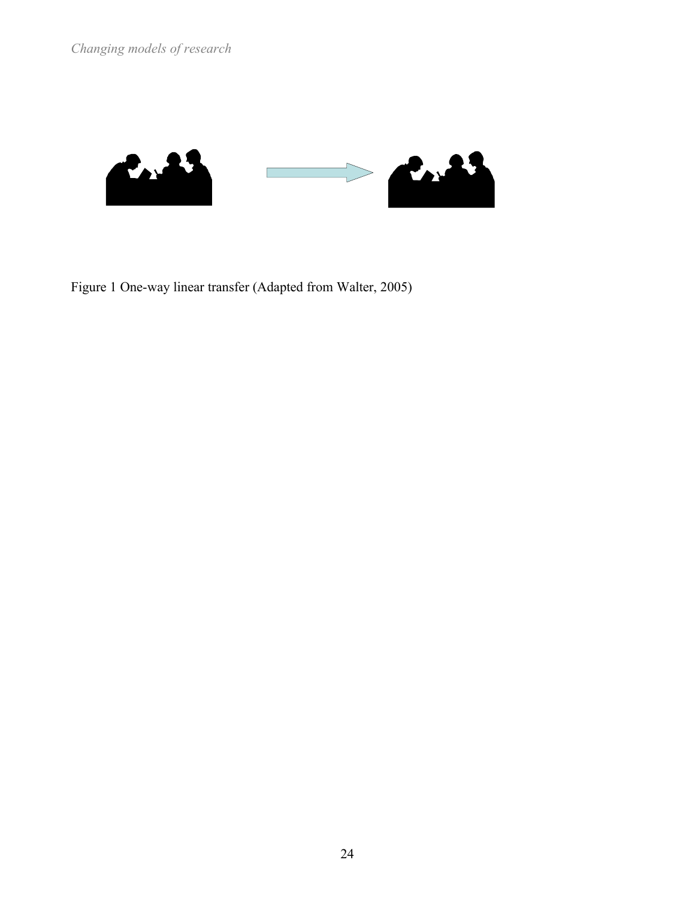Figure 1 One-way linear transfer (Adapted from Walter, 2005)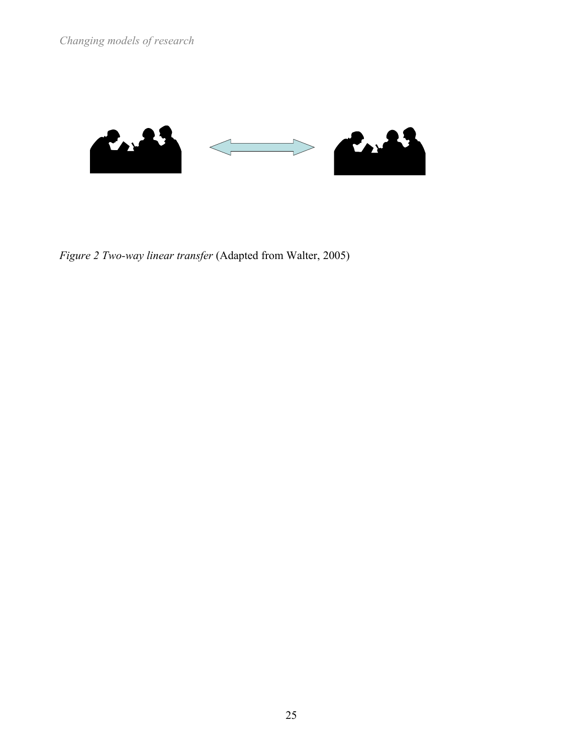*Figure 2 Two-way linear transfer* (Adapted from Walter, 2005)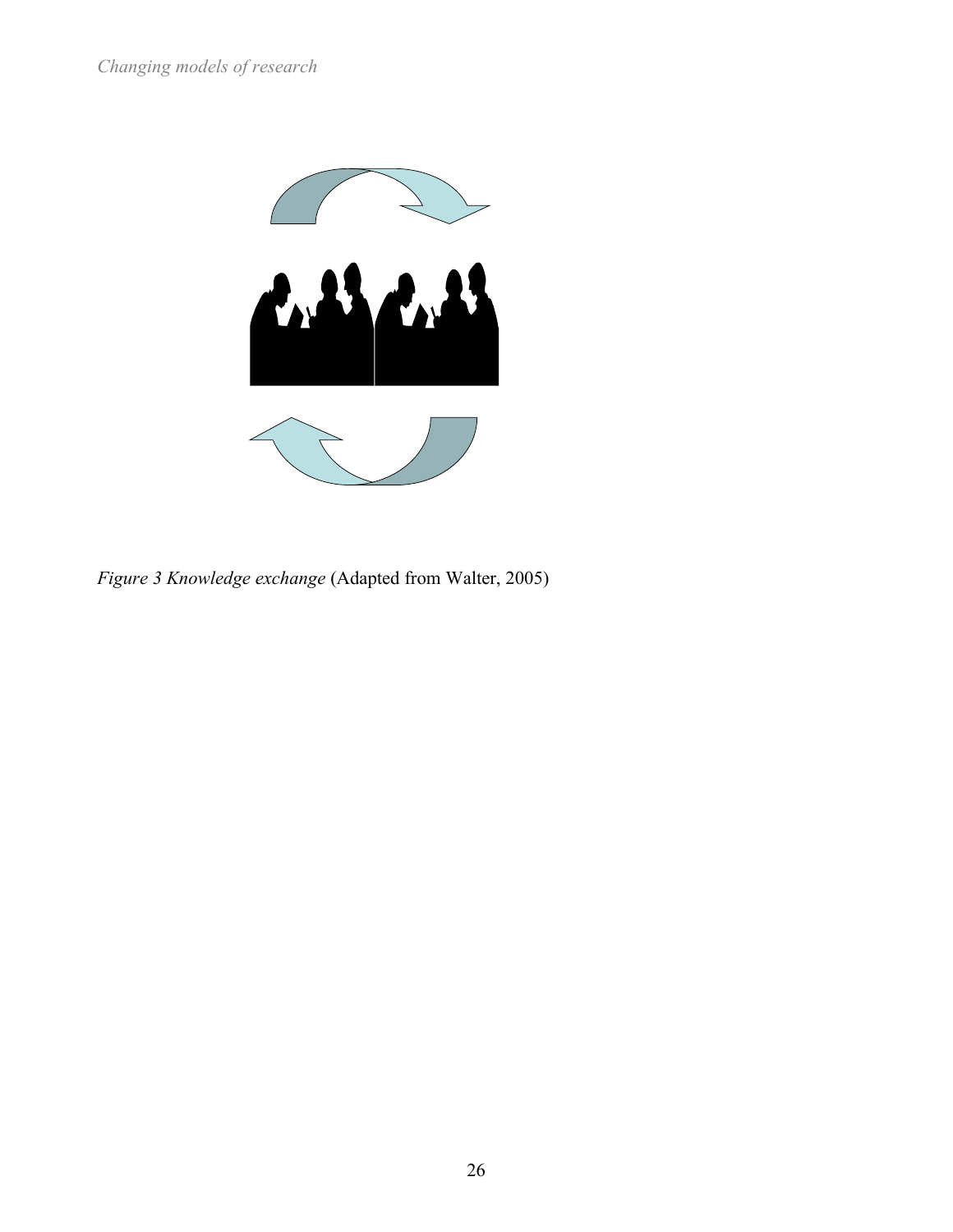*Figure 3 Knowledge exchange* (Adapted from Walter, 2005)